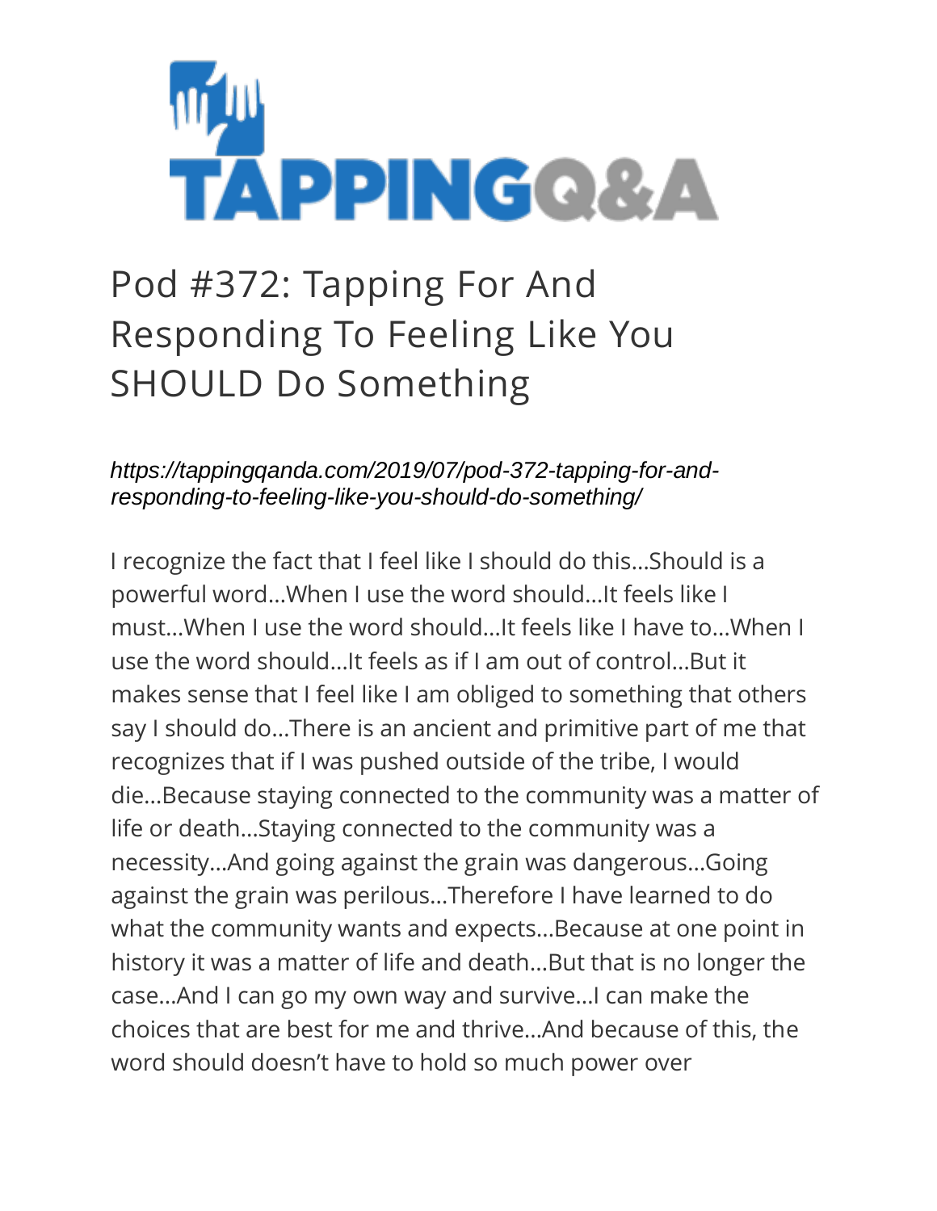# Pod #372: Tapping For And Responding To Feeling Like You SHOULD Do Something

*https://tappingqanda.com/2019/07/pod-372-tapping-for-and-responding-to-feeling-like-you-should-do-something/*

I recognize the fact that I feel like I should do this…Should is a powerful word…When I use the word should…It feels like I must…When I use the word should…It feels like I have to…When I use the word should…It feels as if I am out of control…But it makes sense that I feel like I am obliged to something that others say I should do…There is an ancient and primitive part of me that recognizes that if I was pushed outside of the tribe, I would die…Because staying connected to the community was a matter of life or death…Staying connected to the community was a necessity…And going against the grain was dangerous…Going against the grain was perilous…Therefore I have learned to do what the community wants and expects…Because at one point in history it was a matter of life and death…But that is no longer the case…And I can go my own way and survive…I can make the choices that are best for me and thrive…And because of this, the word should doesn't have to hold so much power over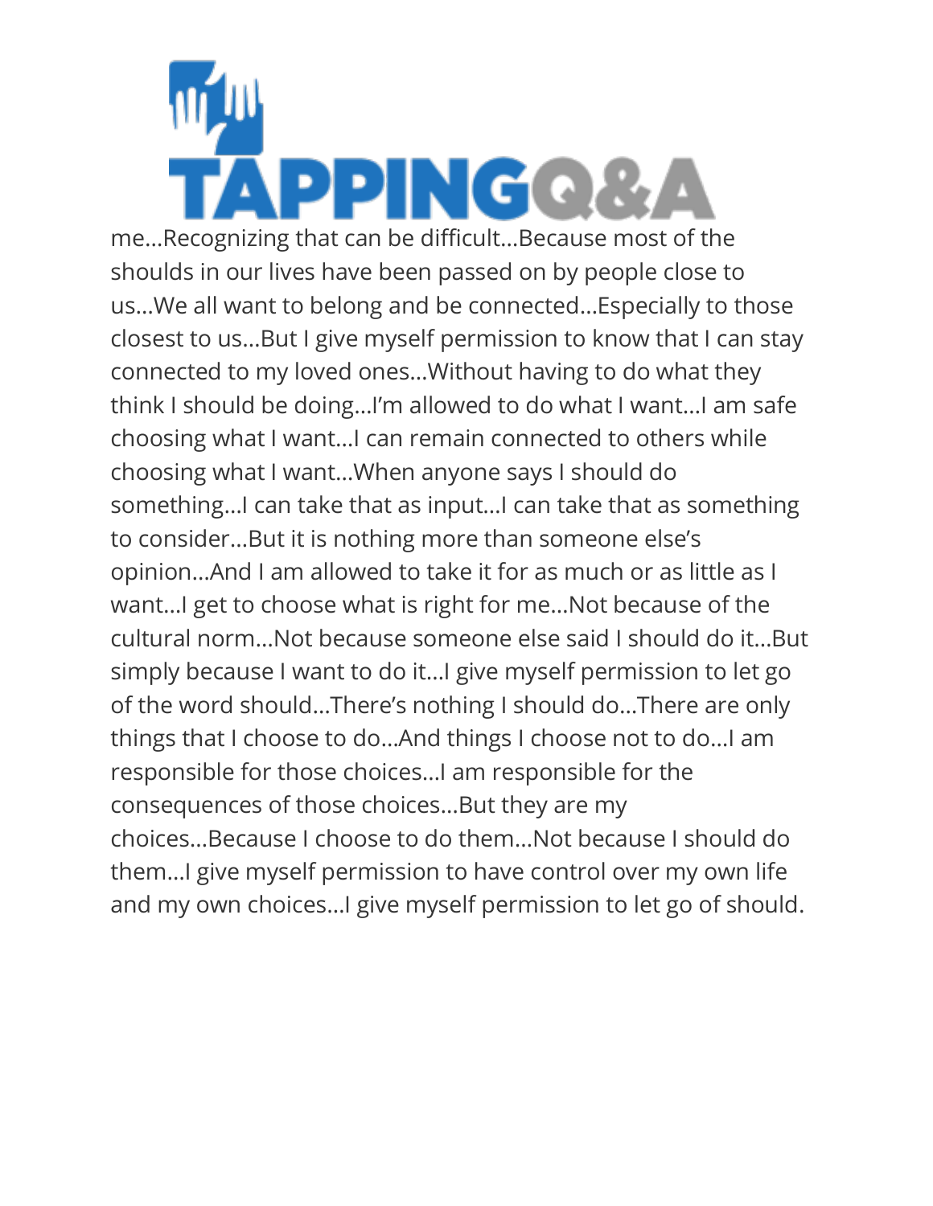me…Recognizing that can be difficult…Because most of the shoulds in our lives have been passed on by people close to us…We all want to belong and be connected…Especially to those closest to us…But I give myself permission to know that I can stay connected to my loved ones…Without having to do what they think I should be doing…I'm allowed to do what I want…I am safe choosing what I want…I can remain connected to others while choosing what I want…When anyone says I should do something…I can take that as input…I can take that as something to consider…But it is nothing more than someone else's opinion…And I am allowed to take it for as much or as little as I want…I get to choose what is right for me…Not because of the cultural norm…Not because someone else said I should do it…But simply because I want to do it…I give myself permission to let go of the word should…There's nothing I should do…There are only things that I choose to do…And things I choose not to do…I am responsible for those choices…I am responsible for the consequences of those choices…But they are my choices…Because I choose to do them…Not because I should do them…I give myself permission to have control over my own life and my own choices…I give myself permission to let go of should.